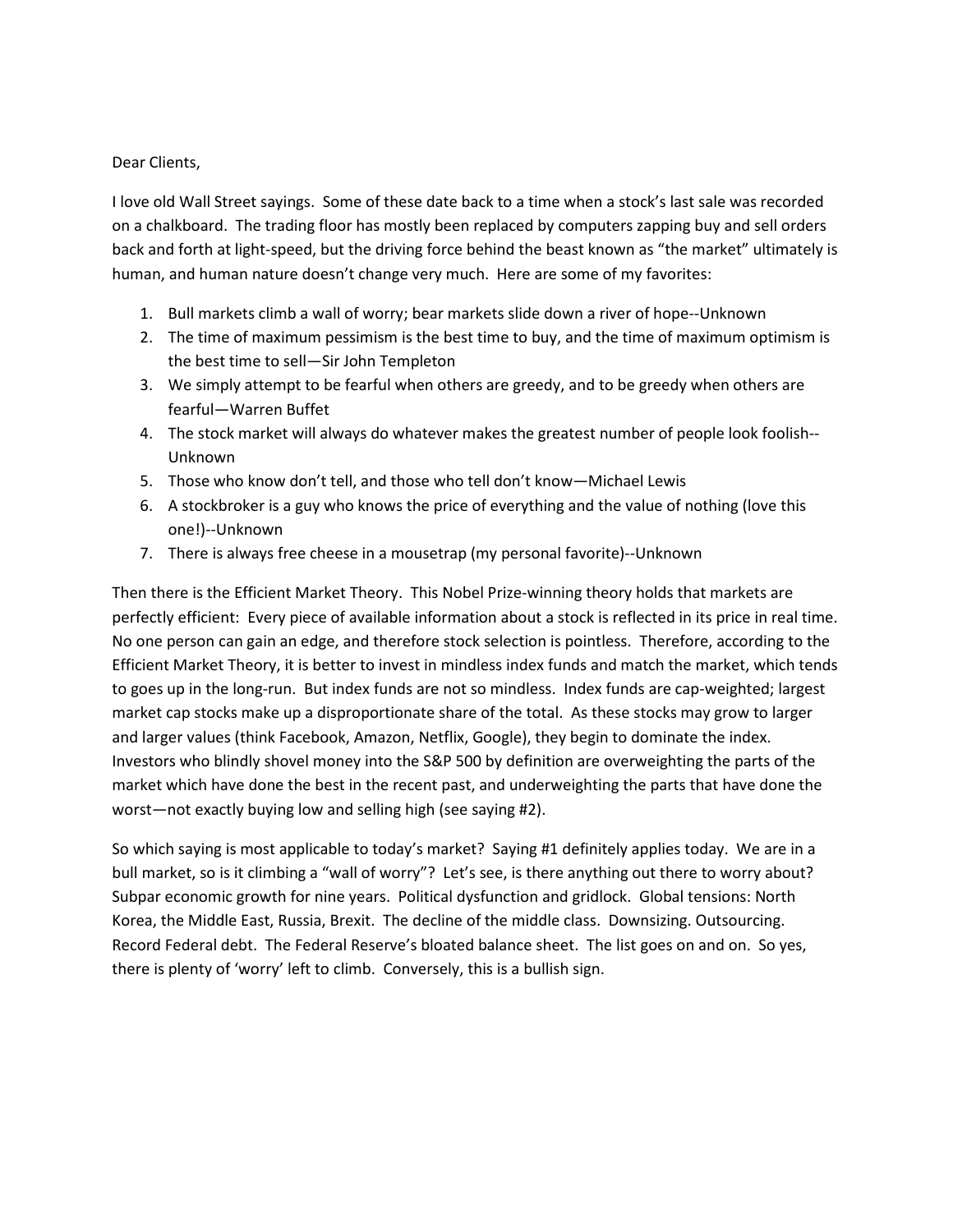Dear Clients,

I love old Wall Street sayings. Some of these date back to a time when a stock's last sale was recorded on a chalkboard. The trading floor has mostly been replaced by computers zapping buy and sell orders back and forth at light-speed, but the driving force behind the beast known as "the market" ultimately is human, and human nature doesn't change very much. Here are some of my favorites:

1. Bull markets climb a wall of worry; bear markets slide down a river of hope--Unknown
2. The time of maximum pessimism is the best time to buy, and the time of maximum optimism is the best time to sell—Sir John Templeton
3. We simply attempt to be fearful when others are greedy, and to be greedy when others are fearful—Warren Buffet
4. The stock market will always do whatever makes the greatest number of people look foolish--Unknown
5. Those who know don't tell, and those who tell don't know—Michael Lewis
6. A stockbroker is a guy who knows the price of everything and the value of nothing (love this one!)--Unknown
7. There is always free cheese in a mousetrap (my personal favorite)--Unknown

Then there is the Efficient Market Theory. This Nobel Prize-winning theory holds that markets are perfectly efficient: Every piece of available information about a stock is reflected in its price in real time. No one person can gain an edge, and therefore stock selection is pointless. Therefore, according to the Efficient Market Theory, it is better to invest in mindless index funds and match the market, which tends to goes up in the long-run. But index funds are not so mindless. Index funds are cap-weighted; largest market cap stocks make up a disproportionate share of the total. As these stocks may grow to larger and larger values (think Facebook, Amazon, Netflix, Google), they begin to dominate the index. Investors who blindly shovel money into the S&P 500 by definition are overweighting the parts of the market which have done the best in the recent past, and underweighting the parts that have done the worst—not exactly buying low and selling high (see saying #2).

So which saying is most applicable to today's market? Saying #1 definitely applies today. We are in a bull market, so is it climbing a "wall of worry"? Let's see, is there anything out there to worry about? Subpar economic growth for nine years. Political dysfunction and gridlock. Global tensions: North Korea, the Middle East, Russia, Brexit. The decline of the middle class. Downsizing. Outsourcing. Record Federal debt. The Federal Reserve's bloated balance sheet. The list goes on and on. So yes, there is plenty of 'worry' left to climb. Conversely, this is a bullish sign.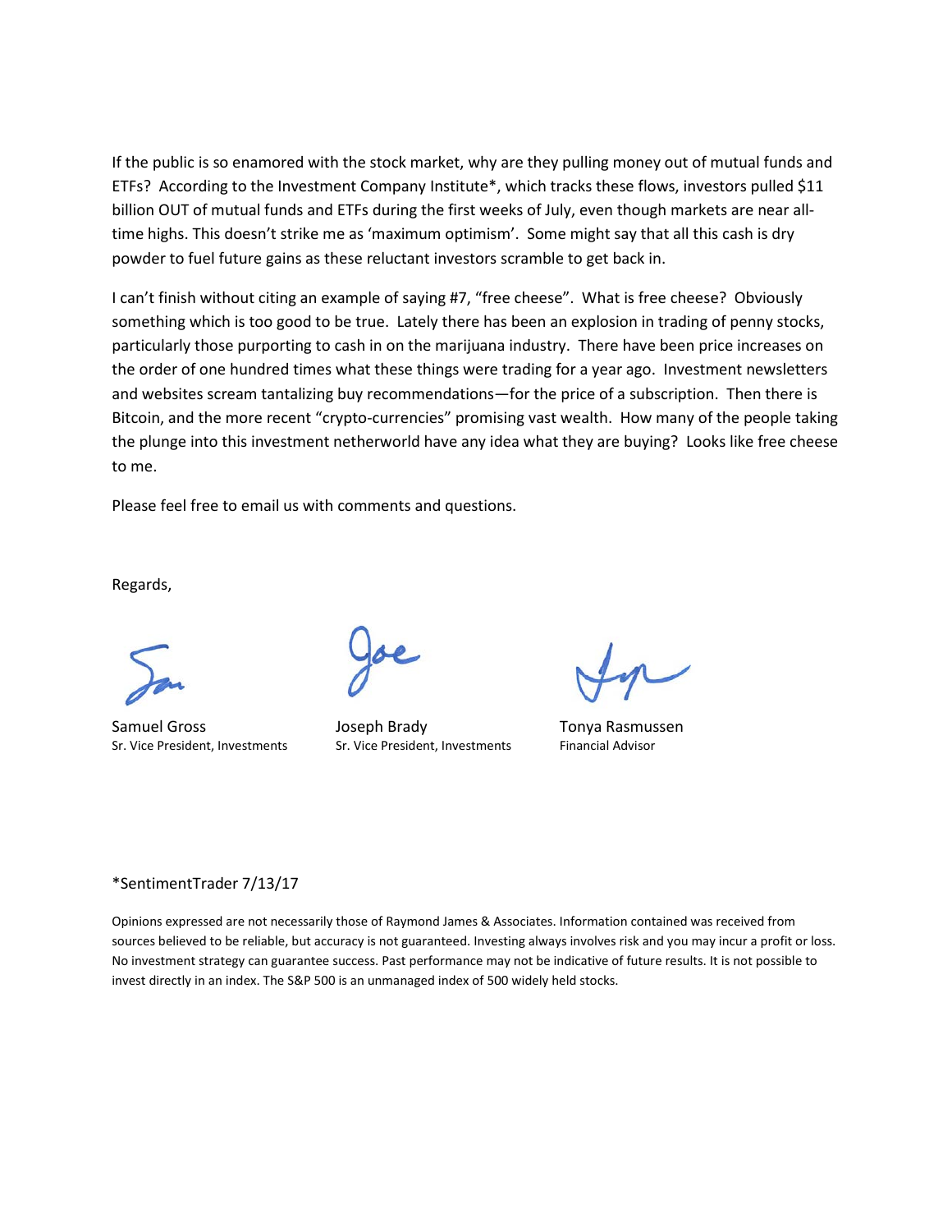If the public is so enamored with the stock market, why are they pulling money out of mutual funds and ETFs? According to the Investment Company Institute*, which tracks these flows, investors pulled $11 billion OUT of mutual funds and ETFs during the first weeks of July, even though markets are near all-time highs. This doesn't strike me as 'maximum optimism'. Some might say that all this cash is dry powder to fuel future gains as these reluctant investors scramble to get back in.

I can't finish without citing an example of saying #7, "free cheese". What is free cheese? Obviously something which is too good to be true. Lately there has been an explosion in trading of penny stocks, particularly those purporting to cash in on the marijuana industry. There have been price increases on the order of one hundred times what these things were trading for a year ago. Investment newsletters and websites scream tantalizing buy recommendations—for the price of a subscription. Then there is Bitcoin, and the more recent "crypto-currencies" promising vast wealth. How many of the people taking the plunge into this investment netherworld have any idea what they are buying? Looks like free cheese to me.

Please feel free to email us with comments and questions.

Regards,

Samuel Gross
Sr. Vice President, Investments

Joseph Brady
Sr. Vice President, Investments

Tonya Rasmussen
Financial Advisor

*SentimentTrader 7/13/17

Opinions expressed are not necessarily those of Raymond James & Associates. Information contained was received from sources believed to be reliable, but accuracy is not guaranteed. Investing always involves risk and you may incur a profit or loss. No investment strategy can guarantee success. Past performance may not be indicative of future results. It is not possible to invest directly in an index. The S&P 500 is an unmanaged index of 500 widely held stocks.